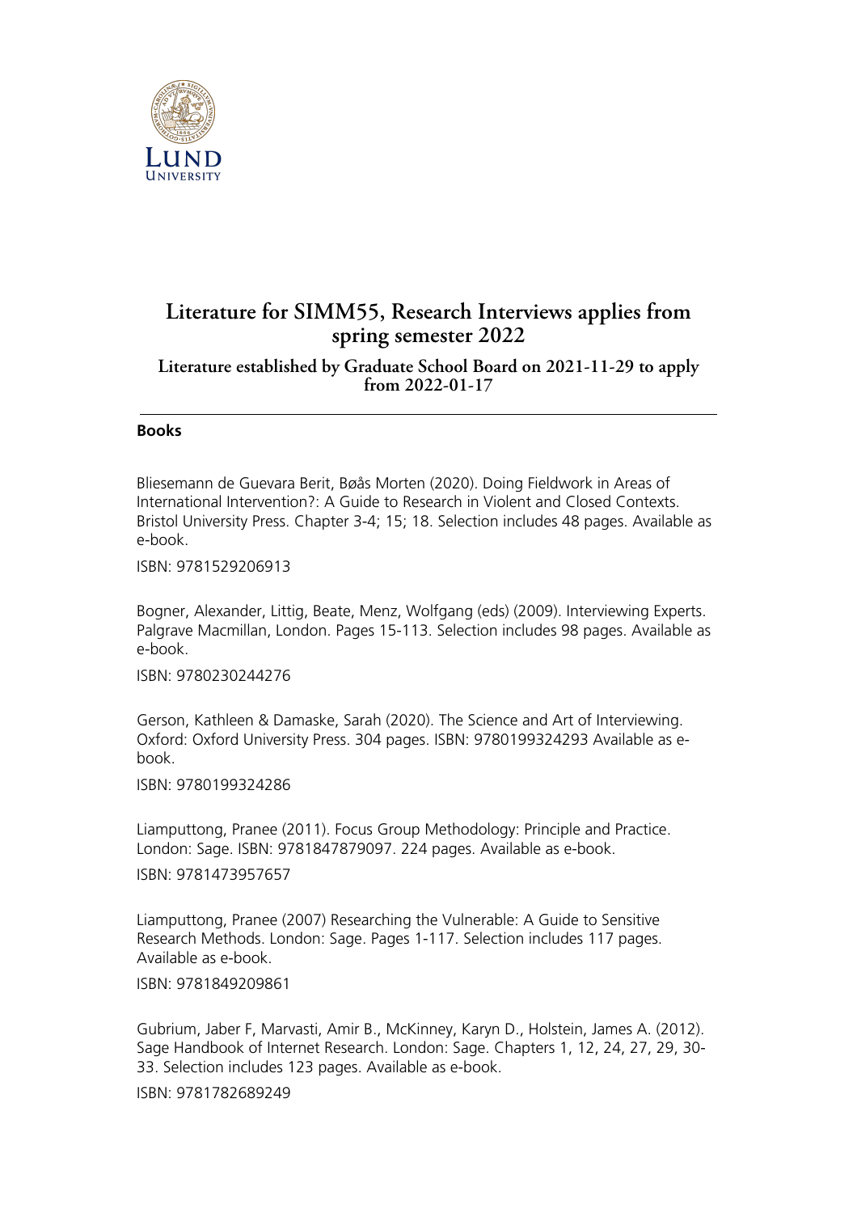# Literature for SIMM55, Research Interviews applies from spring semester 2022

### Literature established by Graduate School Board on 2021-11-29 to apply from 2022-01-17

---

**Books**

Bliesemann de Guevara Berit, Bøås Morten (2020). Doing Fieldwork in Areas of International Intervention?: A Guide to Research in Violent and Closed Contexts. Bristol University Press. Chapter 3-4; 15; 18. Selection includes 48 pages. Available as e-book.

ISBN: 9781529206913

Bogner, Alexander, Littig, Beate, Menz, Wolfgang (eds) (2009). Interviewing Experts. Palgrave Macmillan, London. Pages 15-113. Selection includes 98 pages. Available as e-book.

ISBN: 9780230244276

Gerson, Kathleen & Damaske, Sarah (2020). The Science and Art of Interviewing. Oxford: Oxford University Press. 304 pages. ISBN: 9780199324293 Available as e-book.

ISBN: 9780199324286

Liamputtong, Pranee (2011). Focus Group Methodology: Principle and Practice. London: Sage. ISBN: 9781847879097. 224 pages. Available as e-book.

ISBN: 9781473957657

Liamputtong, Pranee (2007) Researching the Vulnerable: A Guide to Sensitive Research Methods. London: Sage. Pages 1-117. Selection includes 117 pages. Available as e-book.

ISBN: 9781849209861

Gubrium, Jaber F, Marvasti, Amir B., McKinney, Karyn D., Holstein, James A. (2012). Sage Handbook of Internet Research. London: Sage. Chapters 1, 12, 24, 27, 29, 30-33. Selection includes 123 pages. Available as e-book.

ISBN: 9781782689249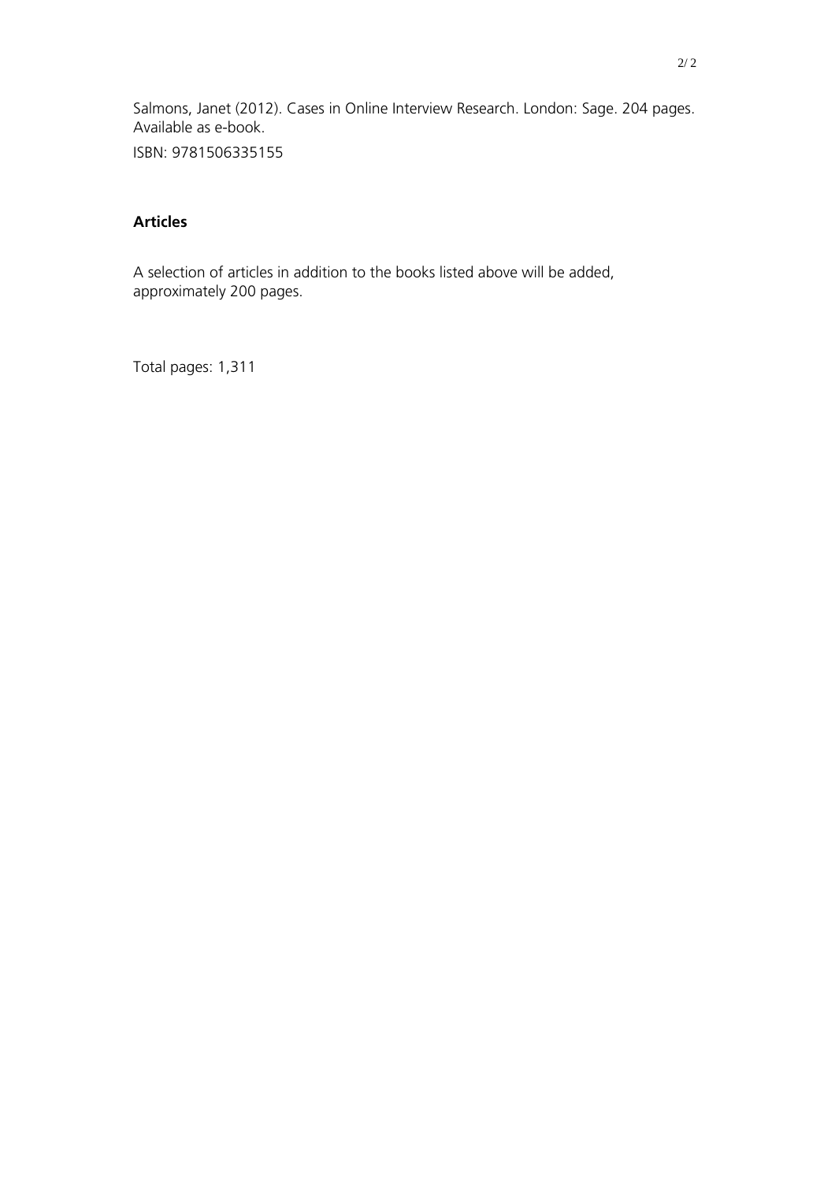Salmons, Janet (2012). Cases in Online Interview Research. London: Sage. 204 pages. Available as e-book.

ISBN: 9781506335155

## Articles

A selection of articles in addition to the books listed above will be added, approximately 200 pages.

Total pages: 1,311